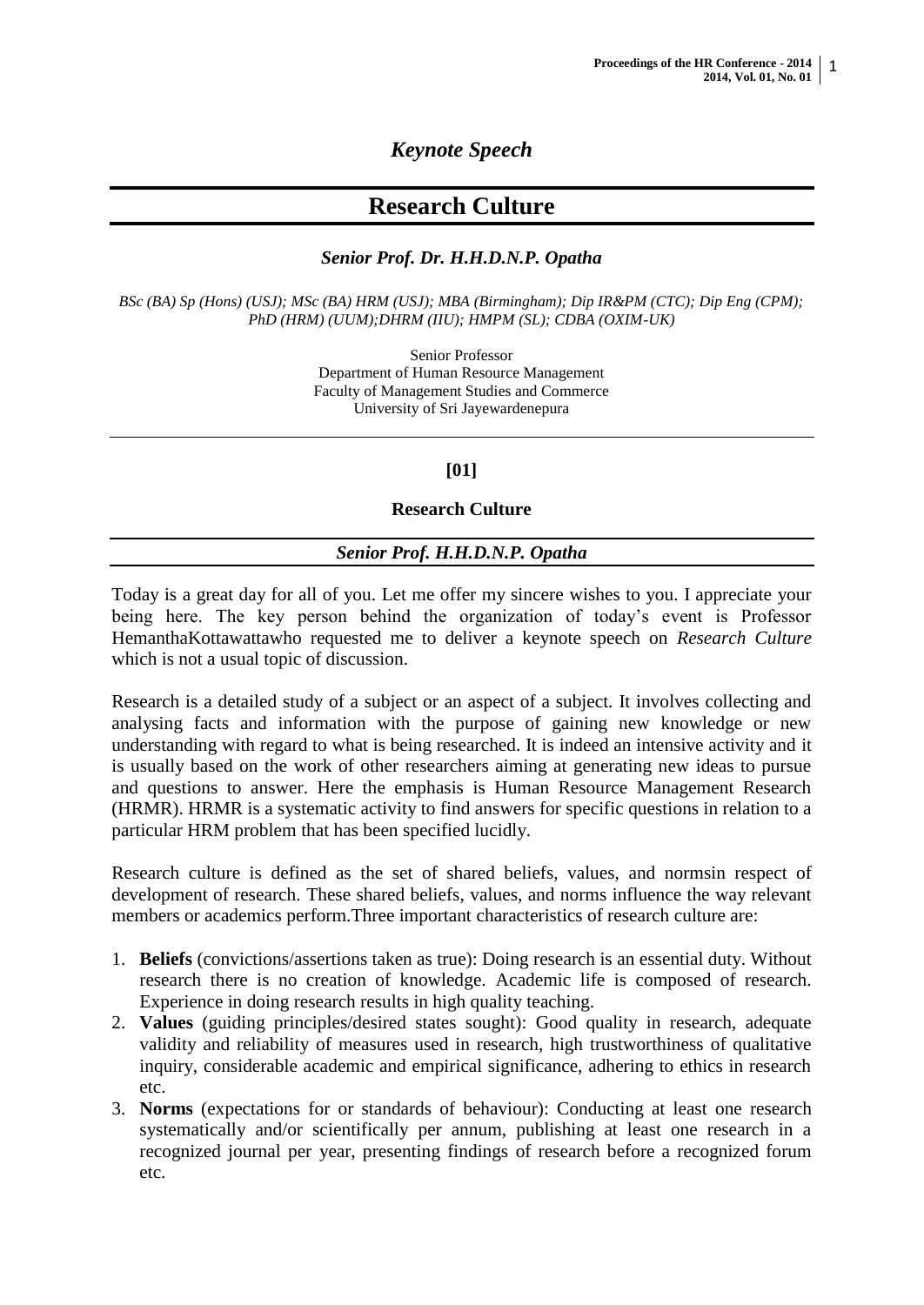*Keynote Speech*

# Research Culture

***Senior Prof. Dr. H.H.D.N.P. Opatha***

*BSc (BA) Sp (Hons) (USJ); MSc (BA) HRM (USJ); MBA (Birmingham); Dip IR&PM (CTC); Dip Eng (CPM); PhD (HRM) (UUM);DHRM (IIU); HMPM (SL); CDBA (OXIM-UK)*

Senior Professor
Department of Human Resource Management
Faculty of Management Studies and Commerce
University of Sri Jayewardenepura

---

**[01]**

## Research Culture

***Senior Prof. H.H.D.N.P. Opatha***

---

Today is a great day for all of you. Let me offer my sincere wishes to you. I appreciate your being here. The key person behind the organization of today's event is Professor HemanthaKottawattawho requested me to deliver a keynote speech on *Research Culture* which is not a usual topic of discussion.

Research is a detailed study of a subject or an aspect of a subject. It involves collecting and analysing facts and information with the purpose of gaining new knowledge or new understanding with regard to what is being researched. It is indeed an intensive activity and it is usually based on the work of other researchers aiming at generating new ideas to pursue and questions to answer. Here the emphasis is Human Resource Management Research (HRMR). HRMR is a systematic activity to find answers for specific questions in relation to a particular HRM problem that has been specified lucidly.

Research culture is defined as the set of shared beliefs, values, and normsin respect of development of research. These shared beliefs, values, and norms influence the way relevant members or academics perform.Three important characteristics of research culture are:

1. **Beliefs** (convictions/assertions taken as true): Doing research is an essential duty. Without research there is no creation of knowledge. Academic life is composed of research. Experience in doing research results in high quality teaching.
2. **Values** (guiding principles/desired states sought): Good quality in research, adequate validity and reliability of measures used in research, high trustworthiness of qualitative inquiry, considerable academic and empirical significance, adhering to ethics in research etc.
3. **Norms** (expectations for or standards of behaviour): Conducting at least one research systematically and/or scientifically per annum, publishing at least one research in a recognized journal per year, presenting findings of research before a recognized forum etc.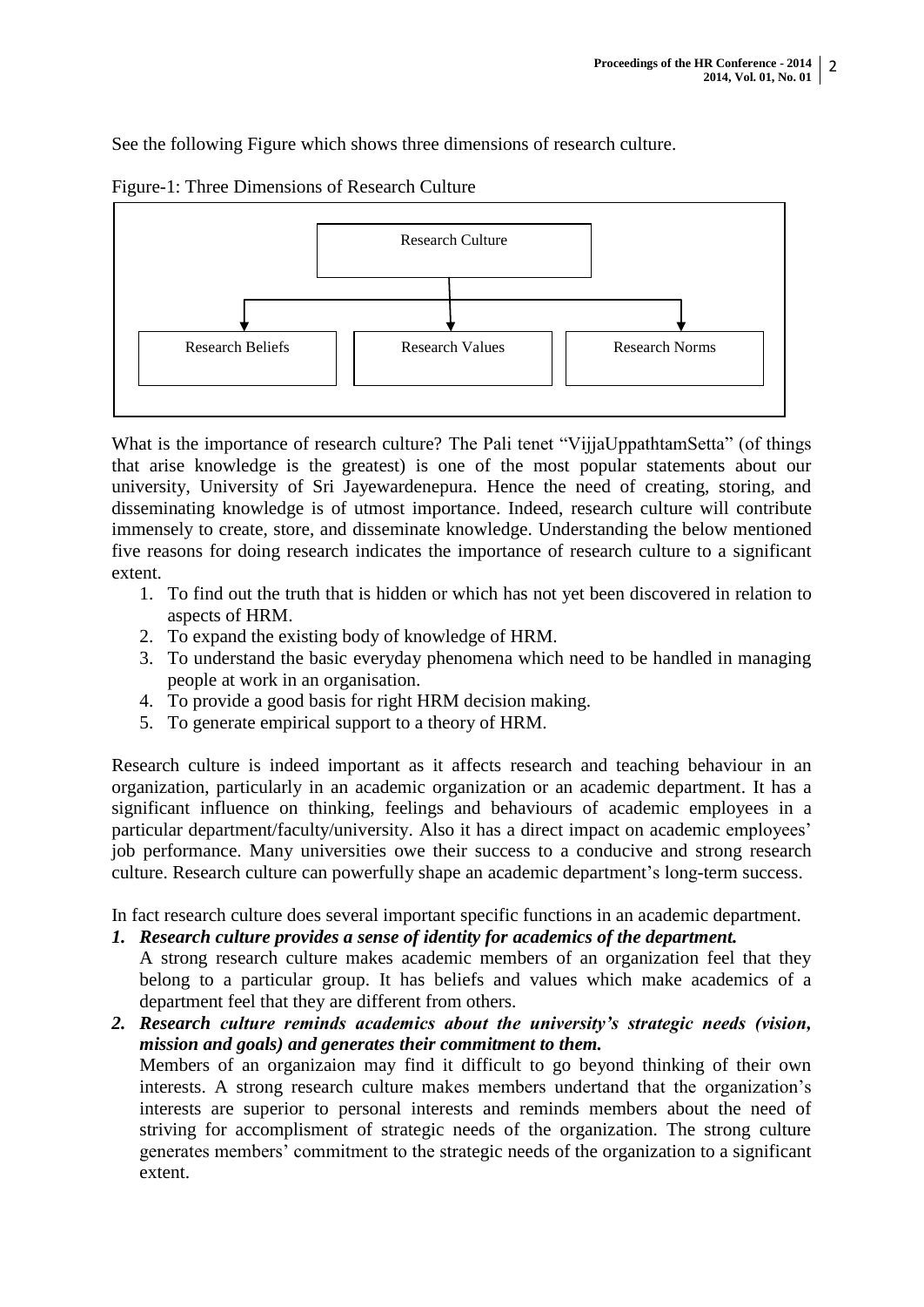See the following Figure which shows three dimensions of research culture.

Figure-1: Three Dimensions of Research Culture

```
                    Research Culture
                          |
        ------------------------------------
        |                 |                |
 Research Beliefs   Research Values   Research Norms
```

What is the importance of research culture? The Pali tenet "VijjaUppathtamSetta" (of things that arise knowledge is the greatest) is one of the most popular statements about our university, University of Sri Jayewardenepura. Hence the need of creating, storing, and disseminating knowledge is of utmost importance. Indeed, research culture will contribute immensely to create, store, and disseminate knowledge. Understanding the below mentioned five reasons for doing research indicates the importance of research culture to a significant extent.

1. To find out the truth that is hidden or which has not yet been discovered in relation to aspects of HRM.
2. To expand the existing body of knowledge of HRM.
3. To understand the basic everyday phenomena which need to be handled in managing people at work in an organisation.
4. To provide a good basis for right HRM decision making.
5. To generate empirical support to a theory of HRM.

Research culture is indeed important as it affects research and teaching behaviour in an organization, particularly in an academic organization or an academic department. It has a significant influence on thinking, feelings and behaviours of academic employees in a particular department/faculty/university. Also it has a direct impact on academic employees' job performance. Many universities owe their success to a conducive and strong research culture. Research culture can powerfully shape an academic department's long-term success.

In fact research culture does several important specific functions in an academic department.

1. ***Research culture provides a sense of identity for academics of the department.***
   A strong research culture makes academic members of an organization feel that they belong to a particular group. It has beliefs and values which make academics of a department feel that they are different from others.
2. ***Research culture reminds academics about the university's strategic needs (vision, mission and goals) and generates their commitment to them.***
   Members of an organizaion may find it difficult to go beyond thinking of their own interests. A strong research culture makes members undertand that the organization's interests are superior to personal interests and reminds members about the need of striving for accomplisment of strategic needs of the organization. The strong culture generates members' commitment to the strategic needs of the organization to a significant extent.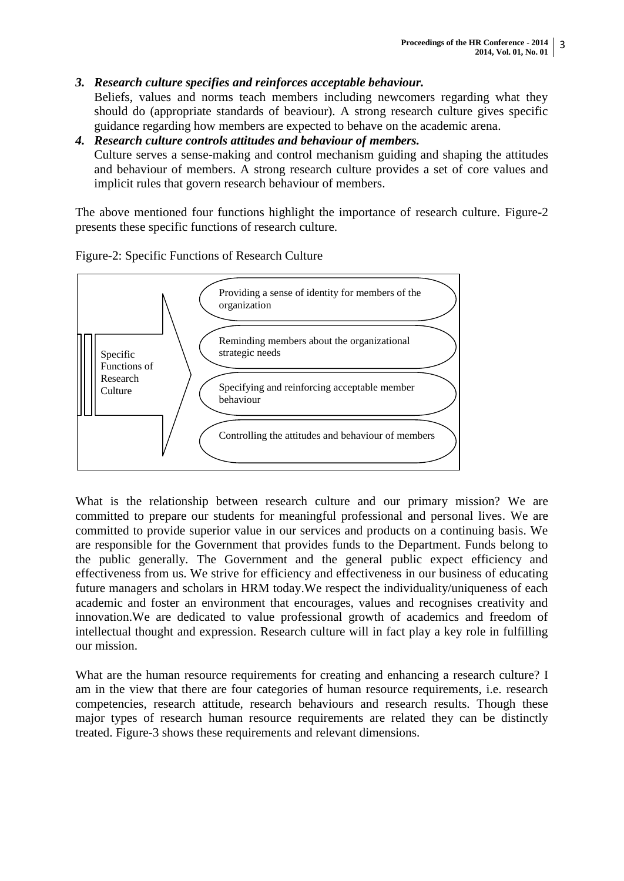3. ***Research culture specifies and reinforces acceptable behaviour.***
   Beliefs, values and norms teach members including newcomers regarding what they should do (appropriate standards of beaviour). A strong research culture gives specific guidance regarding how members are expected to behave on the academic arena.
4. ***Research culture controls attitudes and behaviour of members.***
   Culture serves a sense-making and control mechanism guiding and shaping the attitudes and behaviour of members. A strong research culture provides a set of core values and implicit rules that govern research behaviour of members.

The above mentioned four functions highlight the importance of research culture. Figure-2 presents these specific functions of research culture.

Figure-2: Specific Functions of Research Culture

Specific Functions of Research Culture

- Providing a sense of identity for members of the organization
- Reminding members about the organizational strategic needs
- Specifying and reinforcing acceptable member behaviour
- Controlling the attitudes and behaviour of members

What is the relationship between research culture and our primary mission? We are committed to prepare our students for meaningful professional and personal lives. We are committed to provide superior value in our services and products on a continuing basis. We are responsible for the Government that provides funds to the Department. Funds belong to the public generally. The Government and the general public expect efficiency and effectiveness from us. We strive for efficiency and effectiveness in our business of educating future managers and scholars in HRM today.We respect the individuality/uniqueness of each academic and foster an environment that encourages, values and recognises creativity and innovation.We are dedicated to value professional growth of academics and freedom of intellectual thought and expression. Research culture will in fact play a key role in fulfilling our mission.

What are the human resource requirements for creating and enhancing a research culture? I am in the view that there are four categories of human resource requirements, i.e. research competencies, research attitude, research behaviours and research results. Though these major types of research human resource requirements are related they can be distinctly treated. Figure-3 shows these requirements and relevant dimensions.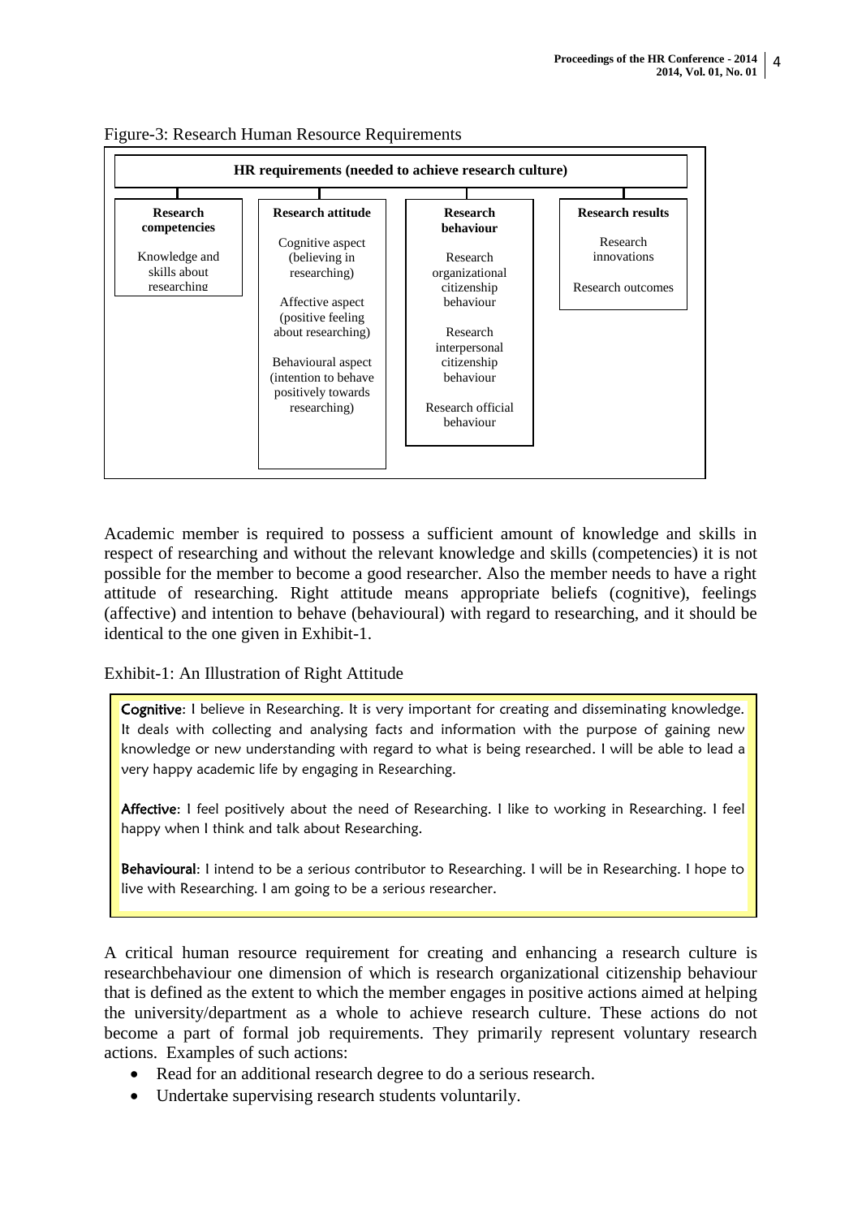Figure-3: Research Human Resource Requirements

| HR requirements (needed to achieve research culture) | | | |
|---|---|---|---|
| **Research competencies** | **Research attitude** | **Research behaviour** | **Research results** |
| Knowledge and skills about researching | Cognitive aspect (believing in researching)<br><br>Affective aspect (positive feeling about researching)<br><br>Behavioural aspect (intention to behave positively towards researching) | Research organizational citizenship behaviour<br><br>Research interpersonal citizenship behaviour<br><br>Research official behaviour | Research innovations<br><br>Research outcomes |

Academic member is required to possess a sufficient amount of knowledge and skills in respect of researching and without the relevant knowledge and skills (competencies) it is not possible for the member to become a good researcher. Also the member needs to have a right attitude of researching. Right attitude means appropriate beliefs (cognitive), feelings (affective) and intention to behave (behavioural) with regard to researching, and it should be identical to the one given in Exhibit-1.

Exhibit-1: An Illustration of Right Attitude

> **Cognitive**: I believe in Researching. It is very important for creating and disseminating knowledge. It deals with collecting and analysing facts and information with the purpose of gaining new knowledge or new understanding with regard to what is being researched. I will be able to lead a very happy academic life by engaging in Researching.
>
> **Affective**: I feel positively about the need of Researching. I like to working in Researching. I feel happy when I think and talk about Researching.
>
> **Behavioural**: I intend to be a serious contributor to Researching. I will be in Researching. I hope to live with Researching. I am going to be a serious researcher.

A critical human resource requirement for creating and enhancing a research culture is researchbehaviour one dimension of which is research organizational citizenship behaviour that is defined as the extent to which the member engages in positive actions aimed at helping the university/department as a whole to achieve research culture. These actions do not become a part of formal job requirements. They primarily represent voluntary research actions. Examples of such actions:

- Read for an additional research degree to do a serious research.
- Undertake supervising research students voluntarily.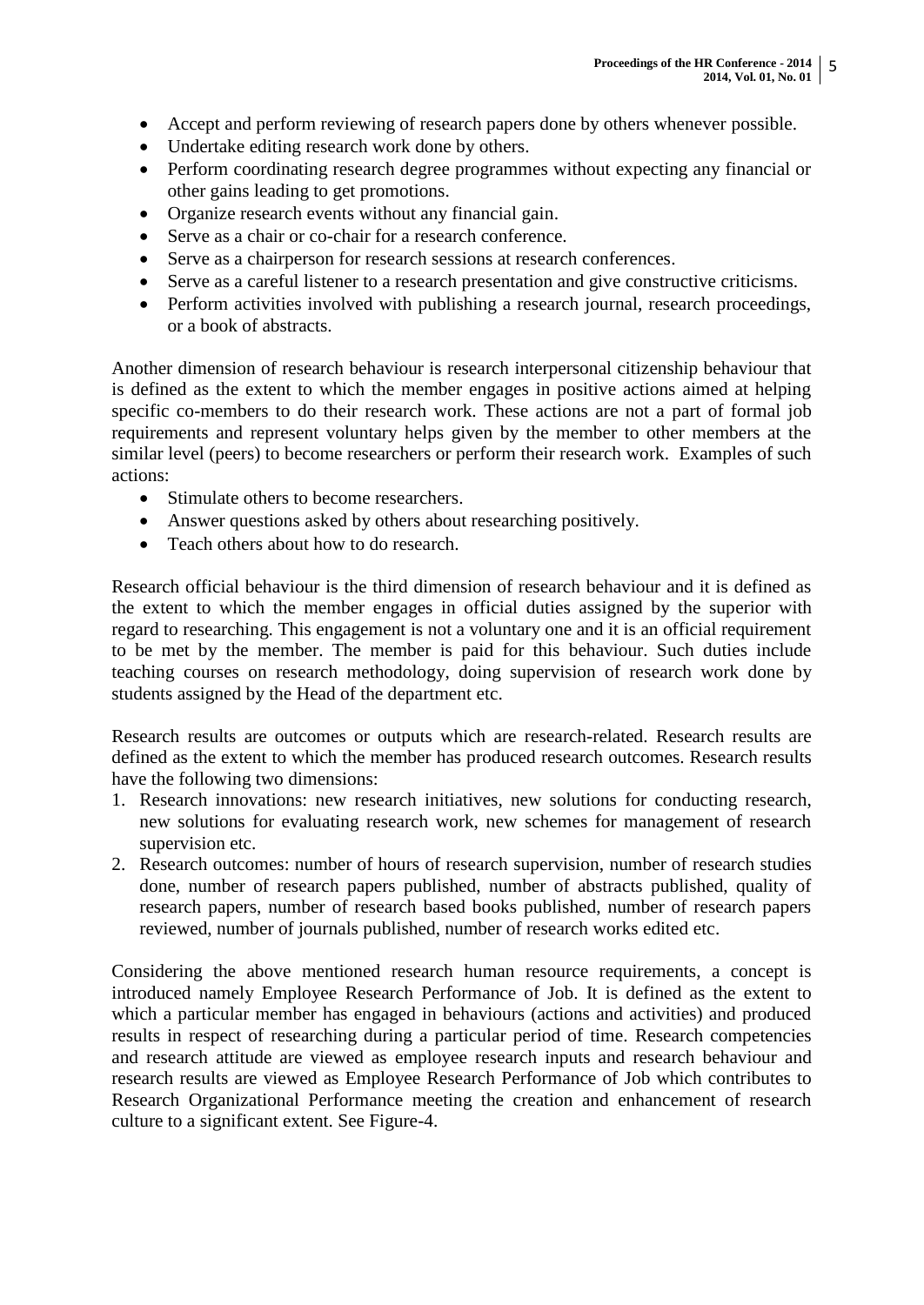- Accept and perform reviewing of research papers done by others whenever possible.
- Undertake editing research work done by others.
- Perform coordinating research degree programmes without expecting any financial or other gains leading to get promotions.
- Organize research events without any financial gain.
- Serve as a chair or co-chair for a research conference.
- Serve as a chairperson for research sessions at research conferences.
- Serve as a careful listener to a research presentation and give constructive criticisms.
- Perform activities involved with publishing a research journal, research proceedings, or a book of abstracts.

Another dimension of research behaviour is research interpersonal citizenship behaviour that is defined as the extent to which the member engages in positive actions aimed at helping specific co-members to do their research work. These actions are not a part of formal job requirements and represent voluntary helps given by the member to other members at the similar level (peers) to become researchers or perform their research work. Examples of such actions:

- Stimulate others to become researchers.
- Answer questions asked by others about researching positively.
- Teach others about how to do research.

Research official behaviour is the third dimension of research behaviour and it is defined as the extent to which the member engages in official duties assigned by the superior with regard to researching. This engagement is not a voluntary one and it is an official requirement to be met by the member. The member is paid for this behaviour. Such duties include teaching courses on research methodology, doing supervision of research work done by students assigned by the Head of the department etc.

Research results are outcomes or outputs which are research-related. Research results are defined as the extent to which the member has produced research outcomes. Research results have the following two dimensions:

1. Research innovations: new research initiatives, new solutions for conducting research, new solutions for evaluating research work, new schemes for management of research supervision etc.
2. Research outcomes: number of hours of research supervision, number of research studies done, number of research papers published, number of abstracts published, quality of research papers, number of research based books published, number of research papers reviewed, number of journals published, number of research works edited etc.

Considering the above mentioned research human resource requirements, a concept is introduced namely Employee Research Performance of Job. It is defined as the extent to which a particular member has engaged in behaviours (actions and activities) and produced results in respect of researching during a particular period of time. Research competencies and research attitude are viewed as employee research inputs and research behaviour and research results are viewed as Employee Research Performance of Job which contributes to Research Organizational Performance meeting the creation and enhancement of research culture to a significant extent. See Figure-4.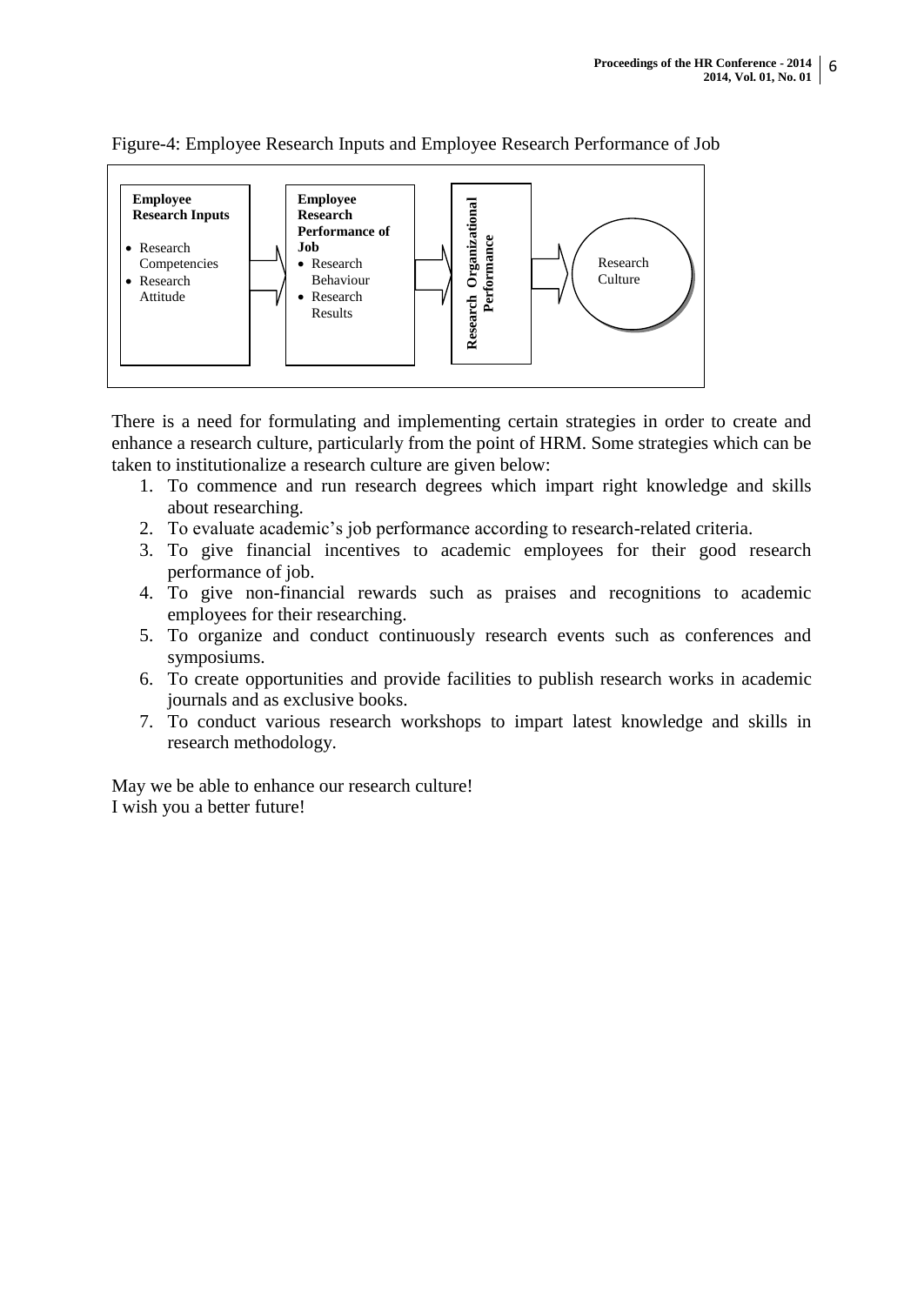Figure-4: Employee Research Inputs and Employee Research Performance of Job

**Employee Research Inputs**

- Research Competencies
- Research Attitude

**Employee Research Performance of Job**

- Research Behaviour
- Research Results

**Research Organizational Performance**

Research Culture

There is a need for formulating and implementing certain strategies in order to create and enhance a research culture, particularly from the point of HRM. Some strategies which can be taken to institutionalize a research culture are given below:

1. To commence and run research degrees which impart right knowledge and skills about researching.
2. To evaluate academic's job performance according to research-related criteria.
3. To give financial incentives to academic employees for their good research performance of job.
4. To give non-financial rewards such as praises and recognitions to academic employees for their researching.
5. To organize and conduct continuously research events such as conferences and symposiums.
6. To create opportunities and provide facilities to publish research works in academic journals and as exclusive books.
7. To conduct various research workshops to impart latest knowledge and skills in research methodology.

May we be able to enhance our research culture!
I wish you a better future!